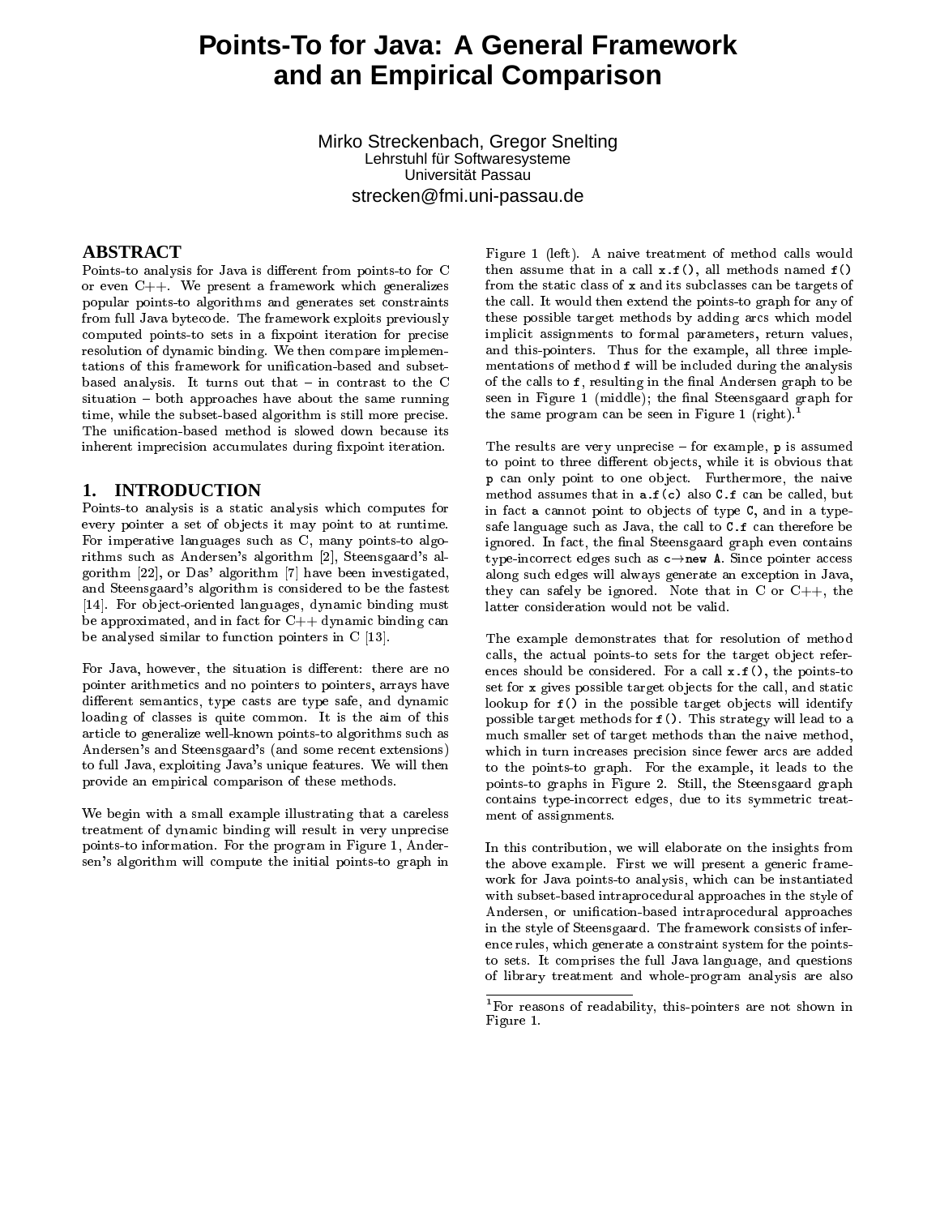# Points-To for Java: A General Framework and an Empirical Comparison

Mirko Streckenbach, Gregor Snelting
Lehrstuhl für Softwaresysteme
Universität Passau
strecken@fmi.uni-passau.de

## ABSTRACT

Points-to analysis for Java is different from points-to for C or even C++. We present a framework which generalizes popular points-to algorithms and generates set constraints from full Java bytecode. The framework exploits previously computed points-to sets in a fixpoint iteration for precise resolution of dynamic binding. We then compare implementations of this framework for unification-based and subset-based analysis. It turns out that – in contrast to the C situation – both approaches have about the same running time, while the subset-based algorithm is still more precise. The unification-based method is slowed down because its inherent imprecision accumulates during fixpoint iteration.

## 1. INTRODUCTION

Points-to analysis is a static analysis which computes for every pointer a set of objects it may point to at runtime. For imperative languages such as C, many points-to algorithms such as Andersen's algorithm [2], Steensgaard's algorithm [22], or Das' algorithm [7] have been investigated, and Steensgaard's algorithm is considered to be the fastest [14]. For object-oriented languages, dynamic binding must be approximated, and in fact for C++ dynamic binding can be analysed similar to function pointers in C [13].

For Java, however, the situation is different: there are no pointer arithmetics and no pointers to pointers, arrays have different semantics, type casts are type safe, and dynamic loading of classes is quite common. It is the aim of this article to generalize well-known points-to algorithms such as Andersen's and Steensgaard's (and some recent extensions) to full Java, exploiting Java's unique features. We will then provide an empirical comparison of these methods.

We begin with a small example illustrating that a careless treatment of dynamic binding will result in very unprecise points-to information. For the program in Figure 1, Andersen's algorithm will compute the initial points-to graph in Figure 1 (left). A naive treatment of method calls would then assume that in a call `x.f()`, all methods named `f()` from the static class of `x` and its subclasses can be targets of the call. It would then extend the points-to graph for any of these possible target methods by adding arcs which model implicit assignments to formal parameters, return values, and this-pointers. Thus for the example, all three implementations of method `f` will be included during the analysis of the calls to `f`, resulting in the final Andersen graph to be seen in Figure 1 (middle); the final Steensgaard graph for the same program can be seen in Figure 1 (right).[1]

The results are very unprecise – for example, `p` is assumed to point to three different objects, while it is obvious that `p` can only point to one object. Furthermore, the naive method assumes that in `a.f(c)` also `C.f` can be called, but in fact `a` cannot point to objects of type `C`, and in a type-safe language such as Java, the call to `C.f` can therefore be ignored. In fact, the final Steensgaard graph even contains type-incorrect edges such as `c`→`new A`. Since pointer access along such edges will always generate an exception in Java, they can safely be ignored. Note that in C or C++, the latter consideration would not be valid.

The example demonstrates that for resolution of method calls, the actual points-to sets for the target object references should be considered. For a call `x.f()`, the points-to set for `x` gives possible target objects for the call, and static lookup for `f()` in the possible target objects will identify possible target methods for `f()`. This strategy will lead to a much smaller set of target methods than the naive method, which in turn increases precision since fewer arcs are added to the points-to graph. For the example, it leads to the points-to graphs in Figure 2. Still, the Steensgaard graph contains type-incorrect edges, due to its symmetric treatment of assignments.

In this contribution, we will elaborate on the insights from the above example. First we will present a generic framework for Java points-to analysis, which can be instantiated with subset-based intraprocedural approaches in the style of Andersen, or unification-based intraprocedural approaches in the style of Steensgaard. The framework consists of inference rules, which generate a constraint system for the points-to sets. It comprises the full Java language, and questions of library treatment and whole-program analysis are also

[1] For reasons of readability, this-pointers are not shown in Figure 1.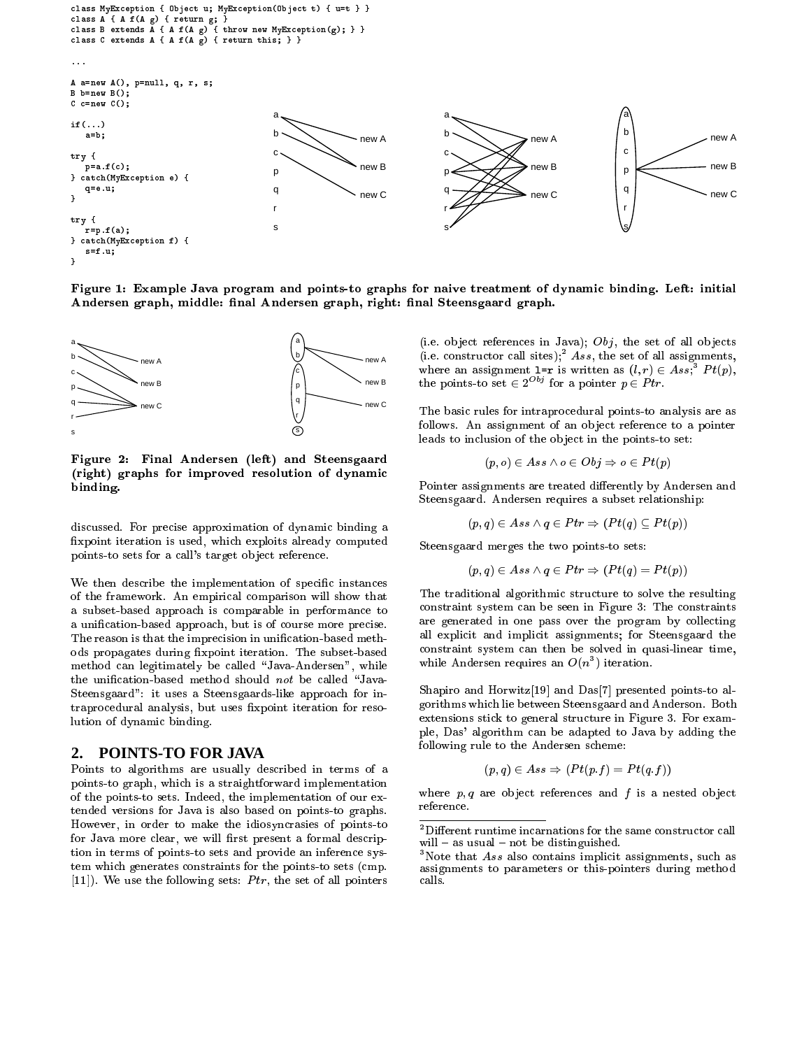```
class MyException { Object u; MyException(Object t) { u=t } }
class A { A f(A g) { return g; } }
class B extends A { A f(A g) { throw new MyException(g); } }
class C extends A { A f(A g) { return this; } }

...

A a=new A(), p=null, q, r, s;
B b=new B();
C c=new C();

if(...)
   a=b;

try {
   p=a.f(c);
} catch(MyException e) {
   q=e.u;
}

try {
   r=p.f(a);
} catch(MyException f) {
   s=f.u;
}
```

a
b
c
p
q
r
s
new A
new B
new C

a
b
c
p
q
r
s
new A
new B
new C

a
b
c
p
q
r
s
new A
new B
new C

**Figure 1: Example Java program and points-to graphs for naive treatment of dynamic binding. Left: initial Andersen graph, middle: final Andersen graph, right: final Steensgaard graph.**

a
b
c
p
q
r
s
new A
new B
new C

a
b
c
p
q
r
s
new A
new B
new C

**Figure 2: Final Andersen (left) and Steensgaard (right) graphs for improved resolution of dynamic binding.**

discussed. For precise approximation of dynamic binding a fixpoint iteration is used, which exploits already computed points-to sets for a call's target object reference.

We then describe the implementation of specific instances of the framework. An empirical comparison will show that a subset-based approach is comparable in performance to a unification-based approach, but is of course more precise. The reason is that the imprecision in unification-based methods propagates during fixpoint iteration. The subset-based method can legitimately be called "Java-Andersen", while the unification-based method should *not* be called "Java-Steensgaard": it uses a Steensgaards-like approach for intraprocedural analysis, but uses fixpoint iteration for resolution of dynamic binding.

## 2. POINTS-TO FOR JAVA

Points to algorithms are usually described in terms of a points-to graph, which is a straightforward implementation of the points-to sets. Indeed, the implementation of our extended versions for Java is also based on points-to graphs. However, in order to make the idiosyncrasies of points-to for Java more clear, we will first present a formal description in terms of points-to sets and provide an inference system which generates constraints for the points-to sets (cmp. [11]). We use the following sets: $Ptr$, the set of all pointers (i.e. object references in Java); $Obj$, the set of all objects (i.e. constructor call sites);[2] $Ass$, the set of all assignments, where an assignment `l=r` is written as $(l, r) \in Ass$;[3] $Pt(p)$, the points-to set $\in 2^{Obj}$ for a pointer $p \in Ptr$.

The basic rules for intraprocedural points-to analysis are as follows. An assignment of an object reference to a pointer leads to inclusion of the object in the points-to set:

$$(p, o) \in Ass \wedge o \in Obj \Rightarrow o \in Pt(p)$$

Pointer assignments are treated differently by Andersen and Steensgaard. Andersen requires a subset relationship:

$$(p, q) \in Ass \wedge q \in Ptr \Rightarrow (Pt(q) \subseteq Pt(p))$$

Steensgaard merges the two points-to sets:

$$(p, q) \in Ass \wedge q \in Ptr \Rightarrow (Pt(q) = Pt(p))$$

The traditional algorithmic structure to solve the resulting constraint system can be seen in Figure 3: The constraints are generated in one pass over the program by collecting all explicit and implicit assignments; for Steensgaard the constraint system can then be solved in quasi-linear time, while Andersen requires an $O(n^3)$ iteration.

Shapiro and Horwitz[19] and Das[7] presented points-to algorithms which lie between Steensgaard and Anderson. Both extensions stick to general structure in Figure 3. For example, Das' algorithm can be adapted to Java by adding the following rule to the Andersen scheme:

$$(p, q) \in Ass \Rightarrow (Pt(p.f) = Pt(q.f))$$

where $p, q$ are object references and $f$ is a nested object reference.

[2] Different runtime incarnations for the same constructor call will – as usual – not be distinguished.

[3] Note that $Ass$ also contains implicit assignments, such as assignments to parameters or this-pointers during method calls.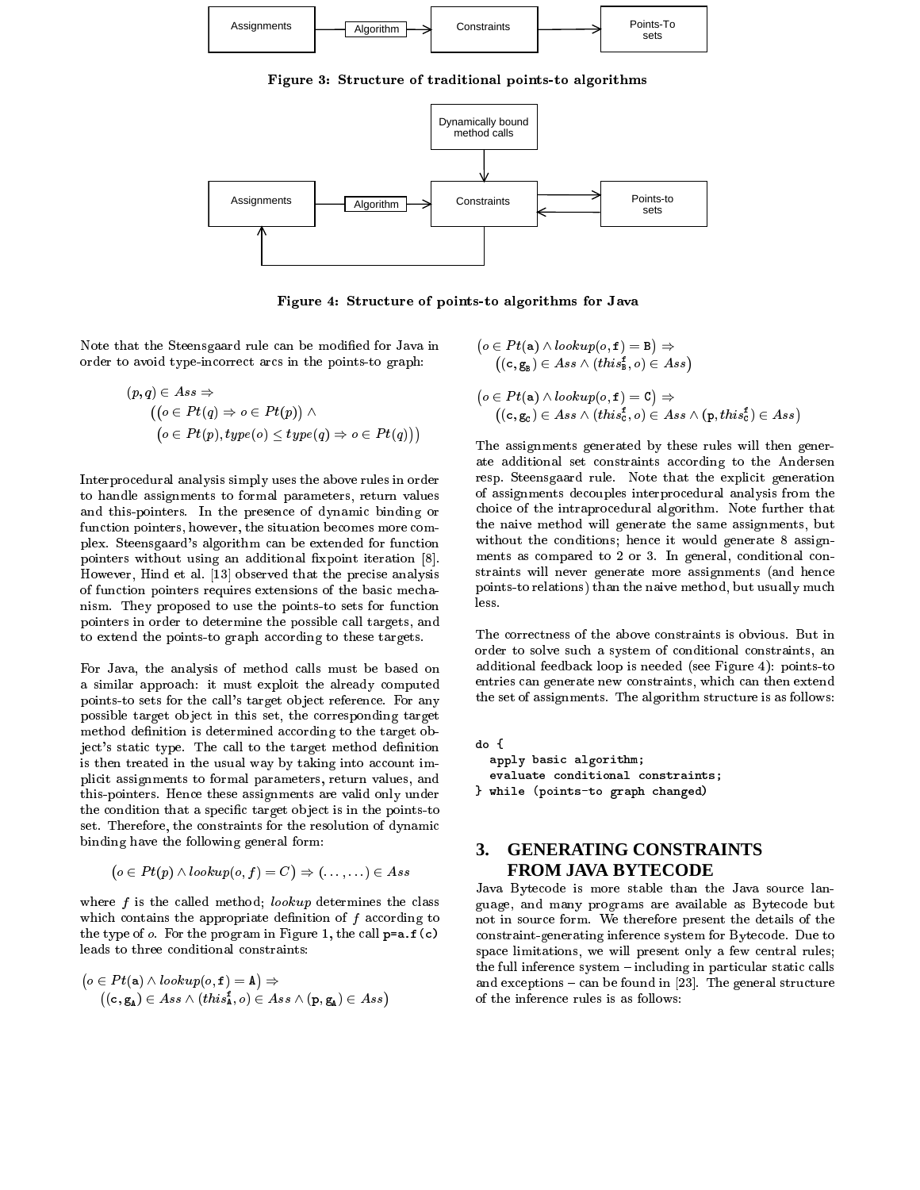Assignments

Algorithm

Constraints

Points-To sets

**Figure 3: Structure of traditional points-to algorithms**

Dynamically bound method calls

Assignments

Algorithm

Constraints

Points-to sets

**Figure 4: Structure of points-to algorithms for Java**

Note that the Steensgaard rule can be modified for Java in order to avoid type-incorrect arcs in the points-to graph:

$$
\begin{aligned}
&(p,q) \in Ass \Rightarrow \\
&\quad \big((o \in Pt(q) \Rightarrow o \in Pt(p)\big) \wedge \\
&\quad \big(o \in Pt(p), type(o) \leq type(q) \Rightarrow o \in Pt(q)\big)\big)
\end{aligned}
$$

Interprocedural analysis simply uses the above rules in order to handle assignments to formal parameters, return values and this-pointers. In the presence of dynamic binding or function pointers, however, the situation becomes more complex. Steensgaard's algorithm can be extended for function pointers without using an additional fixpoint iteration [8]. However, Hind et al. [13] observed that the precise analysis of function pointers requires extensions of the basic mechanism. They proposed to use the points-to sets for function pointers in order to determine the possible call targets, and to extend the points-to graph according to these targets.

For Java, the analysis of method calls must be based on a similar approach: it must exploit the already computed points-to sets for the call's target object reference. For any possible target object in this set, the corresponding target method definition is determined according to the target object's static type. The call to the target method definition is then treated in the usual way by taking into account implicit assignments to formal parameters, return values, and this-pointers. Hence these assignments are valid only under the condition that a specific target object is in the points-to set. Therefore, the constraints for the resolution of dynamic binding have the following general form:

$$
\big(o \in Pt(p) \wedge lookup(o,f) = C\big) \Rightarrow (\ldots,\ldots) \in Ass
$$

where $f$ is the called method; *lookup* determines the class which contains the appropriate definition of $f$ according to the type of $o$. For the program in Figure 1, the call `p=a.f(c)` leads to three conditional constraints:

$$
\begin{aligned}
&\big(o \in Pt(\mathtt{a}) \wedge lookup(o,\mathtt{f}) = \mathtt{A}\big) \Rightarrow \\
&\quad \big((\mathtt{c},\mathtt{g_A}) \in Ass \wedge (this^{\mathtt{f}}_{\mathtt{A}}, o) \in Ass \wedge (\mathtt{p},\mathtt{g_A}) \in Ass\big)
\end{aligned}
$$

$$
\begin{aligned}
&\big(o \in Pt(\mathtt{a}) \wedge lookup(o,\mathtt{f}) = \mathtt{B}\big) \Rightarrow \\
&\quad \big((\mathtt{c},\mathtt{g_B}) \in Ass \wedge (this^{\mathtt{f}}_{\mathtt{B}}, o) \in Ass\big)
\end{aligned}
$$

$$
\begin{aligned}
&\big(o \in Pt(\mathtt{a}) \wedge lookup(o,\mathtt{f}) = \mathtt{C}\big) \Rightarrow \\
&\quad \big((\mathtt{c},\mathtt{g_C}) \in Ass \wedge (this^{\mathtt{f}}_{\mathtt{C}}, o) \in Ass \wedge (\mathtt{p}, this^{\mathtt{f}}_{\mathtt{C}}) \in Ass\big)
\end{aligned}
$$

The assignments generated by these rules will then generate additional set constraints according to the Andersen resp. Steensgaard rule. Note that the explicit generation of assignments decouples interprocedural analysis from the choice of the intraprocedural algorithm. Note further that the naive method will generate the same assignments, but without the conditions; hence it would generate 8 assignments as compared to 2 or 3. In general, conditional constraints will never generate more assignments (and hence points-to relations) than the naive method, but usually much less.

The correctness of the above constraints is obvious. But in order to solve such a system of conditional constraints, an additional feedback loop is needed (see Figure 4): points-to entries can generate new constraints, which can then extend the set of assignments. The algorithm structure is as follows:

```
do {
  apply basic algorithm;
  evaluate conditional constraints;
} while (points-to graph changed)
```

## 3. GENERATING CONSTRAINTS FROM JAVA BYTECODE

Java Bytecode is more stable than the Java source language, and many programs are available as Bytecode but not in source form. We therefore present the details of the constraint-generating inference system for Bytecode. Due to space limitations, we will present only a few central rules; the full inference system – including in particular static calls and exceptions – can be found in [23]. The general structure of the inference rules is as follows: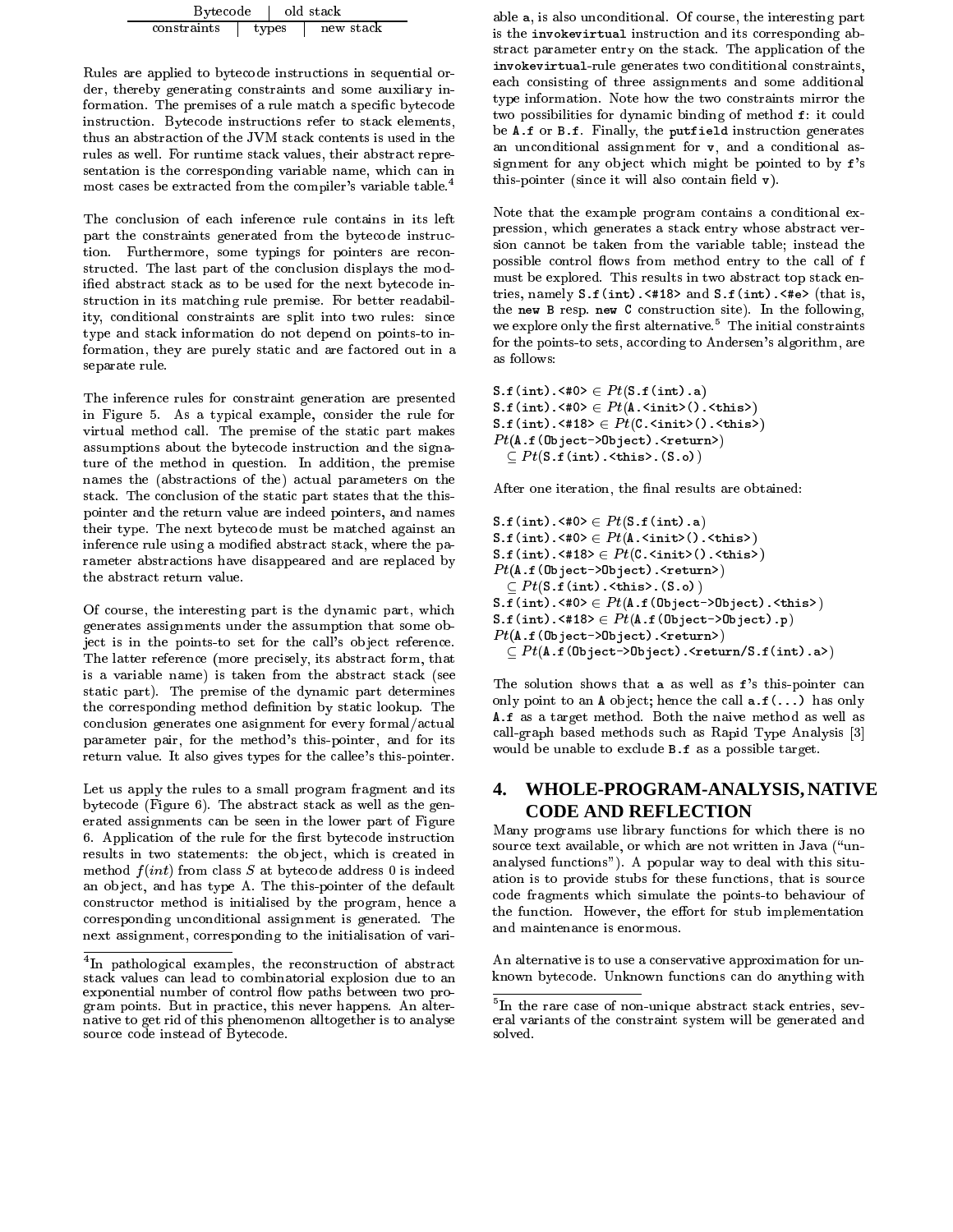| Bytecode | old stack | |
|---|---|---|
| constraints | types | new stack |

Rules are applied to bytecode instructions in sequential order, thereby generating constraints and some auxiliary information. The premises of a rule match a specific bytecode instruction. Bytecode instructions refer to stack elements, thus an abstraction of the JVM stack contents is used in the rules as well. For runtime stack values, their abstract representation is the corresponding variable name, which can in most cases be extracted from the compiler's variable table.[4]

The conclusion of each inference rule contains in its left part the constraints generated from the bytecode instruction. Furthermore, some typings for pointers are reconstructed. The last part of the conclusion displays the modified abstract stack as to be used for the next bytecode instruction in its matching rule premise. For better readability, conditional constraints are split into two rules: since type and stack information do not depend on points-to information, they are purely static and are factored out in a separate rule.

The inference rules for constraint generation are presented in Figure 5. As a typical example, consider the rule for virtual method call. The premise of the static part makes assumptions about the bytecode instruction and the signature of the method in question. In addition, the premise names the (abstractions of the) actual parameters on the stack. The conclusion of the static part states that the this-pointer and the return value are indeed pointers, and names their type. The next bytecode must be matched against an inference rule using a modified abstract stack, where the parameter abstractions have disappeared and are replaced by the abstract return value.

Of course, the interesting part is the dynamic part, which generates assignments under the assumption that some object is in the points-to set for the call's object reference. The latter reference (more precisely, its abstract form, that is a variable name) is taken from the abstract stack (see static part). The premise of the dynamic part determines the corresponding method definition by static lookup. The conclusion generates one asignment for every formal/actual parameter pair, for the method's this-pointer, and for its return value. It also gives types for the callee's this-pointer.

Let us apply the rules to a small program fragment and its bytecode (Figure 6). The abstract stack as well as the generated assignments can be seen in the lower part of Figure 6. Application of the rule for the first bytecode instruction results in two statements: the object, which is created in method $f(int)$ from class $S$ at bytecode address 0 is indeed an object, and has type A. The this-pointer of the default constructor method is initialised by the program, hence a corresponding unconditional assignment is generated. The next assignment, corresponding to the initialisation of variable `a`, is also unconditional. Of course, the interesting part is the `invokevirtual` instruction and its corresponding abstract parameter entry on the stack. The application of the `invokevirtual`-rule generates two condititional constraints, each consisting of three assignments and some additional type information. Note how the two constraints mirror the two possibilities for dynamic binding of method `f`: it could be `A.f` or `B.f`. Finally, the `putfield` instruction generates an unconditional assignment for `v`, and a conditional assignment for any object which might be pointed to by `f`'s this-pointer (since it will also contain field `v`).

Note that the example program contains a conditional expression, which generates a stack entry whose abstract version cannot be taken from the variable table; instead the possible control flows from method entry to the call of f must be explored. This results in two abstract top stack entries, namely `S.f(int).<#18>` and `S.f(int).<#e>` (that is, the `new B` resp. `new C` construction site). In the following, we explore only the first alternative.[5] The initial constraints for the points-to sets, according to Andersen's algorithm, are as follows:

`S.f(int).<#0>` $\in Pt($`S.f(int).a`$)$
`S.f(int).<#0>` $\in Pt($`A.<init>().<this>`$)$
`S.f(int).<#18>` $\in Pt($`C.<init>().<this>`$)$
$Pt($`A.f(Object->Object).<return>`$)$
  $\subseteq Pt($`S.f(int).<this>.(S.o)`$)$

After one iteration, the final results are obtained:

`S.f(int).<#0>` $\in Pt($`S.f(int).a`$)$
`S.f(int).<#0>` $\in Pt($`A.<init>().<this>`$)$
`S.f(int).<#18>` $\in Pt($`C.<init>().<this>`$)$
$Pt($`A.f(Object->Object).<return>`$)$
  $\subseteq Pt($`S.f(int).<this>.(S.o)`$)$
`S.f(int).<#0>` $\in Pt($`A.f(Object->Object).<this>`$)$
`S.f(int).<#18>` $\in Pt($`A.f(Object->Object).p`$)$
$Pt($`A.f(Object->Object).<return>`$)$
  $\subseteq Pt($`A.f(Object->Object).<return/S.f(int).a>`$)$

The solution shows that `a` as well as `f`'s this-pointer can only point to an `A` object; hence the call `a.f(...)` has only `A.f` as a target method. Both the naive method as well as call-graph based methods such as Rapid Type Analysis [3] would be unable to exclude `B.f` as a possible target.

## 4. WHOLE-PROGRAM-ANALYSIS, NATIVE CODE AND REFLECTION

Many programs use library functions for which there is no source text available, or which are not written in Java ("unanalysed functions"). A popular way to deal with this situation is to provide stubs for these functions, that is source code fragments which simulate the points-to behaviour of the function. However, the effort for stub implementation and maintenance is enormous.

An alternative is to use a conservative approximation for unknown bytecode. Unknown functions can do anything with

[4]In pathological examples, the reconstruction of abstract stack values can lead to combinatorial explosion due to an exponential number of control flow paths between two program points. But in practice, this never happens. An alternative to get rid of this phenomenon alltogether is to analyse source code instead of Bytecode.

[5]In the rare case of non-unique abstract stack entries, several variants of the constraint system will be generated and solved.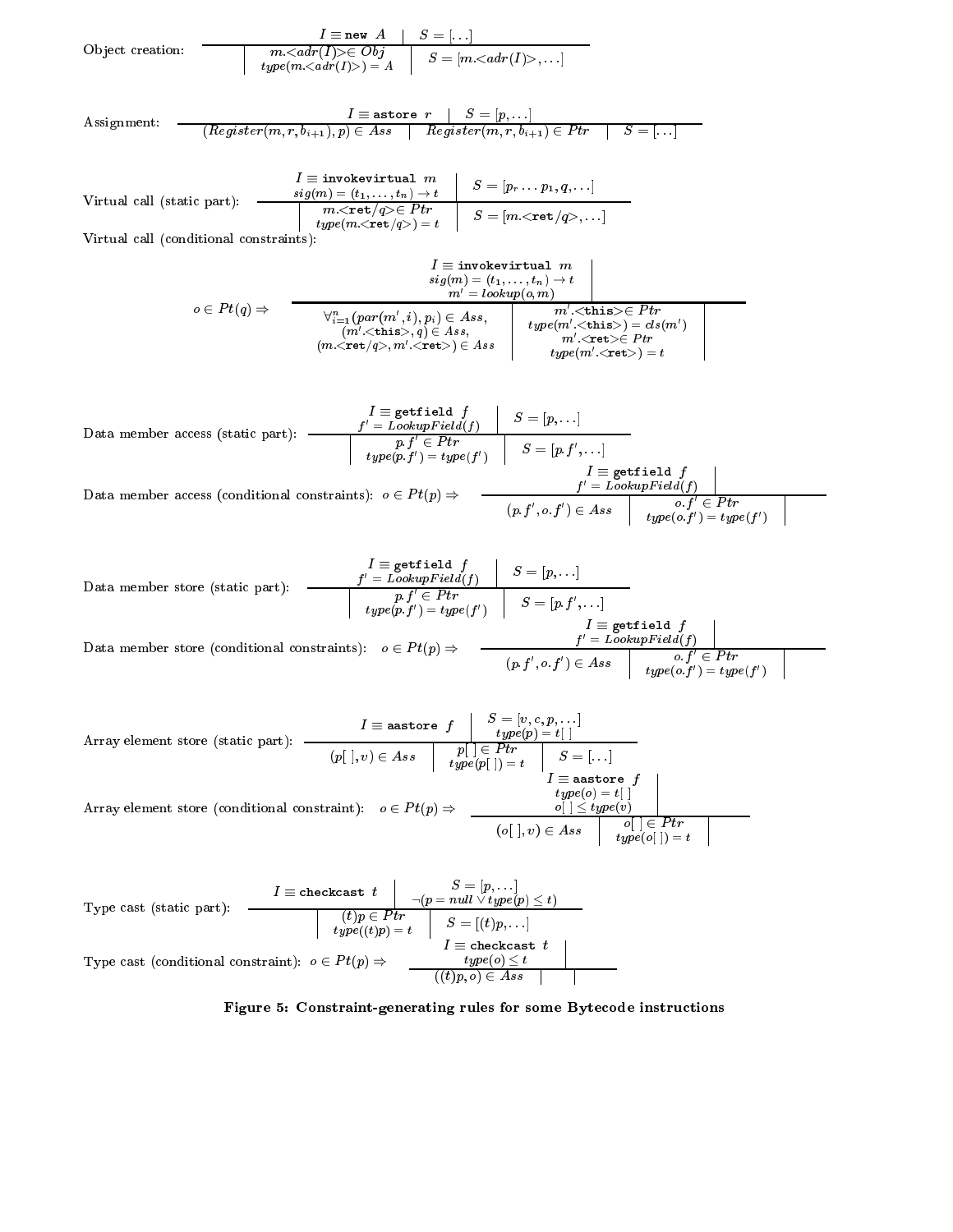Object creation:

$$\frac{I \equiv \texttt{new}\ A \quad\Big|\quad S = [\ldots]}{\begin{array}{c} m.\!<\!adr(I)\!>\,\in Obj \\ type(m.\!<\!adr(I)\!>) = A \end{array} \quad\Big|\quad S = [m.\!<\!adr(I)\!>, \ldots]}$$

Assignment:

$$\frac{I \equiv \texttt{astore}\ r \quad\Big|\quad S = [p, \ldots]}{(Register(m, r, b_{i+1}), p) \in Ass \quad\Big|\quad Register(m, r, b_{i+1}) \in Ptr \quad\Big|\quad S = [\ldots]}$$

Virtual call (static part):

$$\frac{\begin{array}{c} I \equiv \texttt{invokevirtual}\ m \\ sig(m) = (t_1, \ldots, t_n) \rightarrow t \end{array} \quad\Big|\quad S = [p_r \ldots p_1, q, \ldots]}{\begin{array}{c} m.\!<\!\texttt{ret}/q\!>\,\in Ptr \\ type(m.\!<\!\texttt{ret}/q\!>) = t \end{array} \quad\Big|\quad S = [m.\!<\!\texttt{ret}/q\!>, \ldots]}$$

Virtual call (conditional constraints):

$$o \in Pt(q) \Rightarrow \frac{\begin{array}{c} I \equiv \texttt{invokevirtual}\ m \\ sig(m) = (t_1, \ldots, t_n) \rightarrow t \\ m' = lookup(o, m) \end{array} \quad\Big|}{\begin{array}{c} \forall_{i=1}^{n} (par(m', i), p_i) \in Ass, \\ (m'.\!<\!\texttt{this}\!>, q) \in Ass, \\ (m.\!<\!\texttt{ret}/q\!>, m'.\!<\!\texttt{ret}\!>) \in Ass \end{array} \quad\Big|\quad \begin{array}{c} m'.\!<\!\texttt{this}\!>\,\in Ptr \\ type(m'.\!<\!\texttt{this}\!>) = cls(m') \\ m'.\!<\!\texttt{ret}\!>\,\in Ptr \\ type(m'.\!<\!\texttt{ret}\!>) = t \end{array} \quad\Big|}$$

Data member access (static part):

$$\frac{\begin{array}{c} I \equiv \texttt{getfield}\ f \\ f' = LookupField(f) \end{array} \quad\Big|\quad S = [p, \ldots]}{\begin{array}{c} p.f' \in Ptr \\ type(p.f') = type(f') \end{array} \quad\Big|\quad S = [p.f', \ldots]}$$

Data member access (conditional constraints): 

$$o \in Pt(p) \Rightarrow \frac{\begin{array}{c} I \equiv \texttt{getfield}\ f \\ f' = LookupField(f) \end{array} \quad\Big|}{(p.f', o.f') \in Ass \quad\Big|\quad \begin{array}{c} o.f' \in Ptr \\ type(o.f') = type(f') \end{array} \quad\Big|}$$

Data member store (static part):

$$\frac{\begin{array}{c} I \equiv \texttt{getfield}\ f \\ f' = LookupField(f) \end{array} \quad\Big|\quad S = [p, \ldots]}{\begin{array}{c} p.f' \in Ptr \\ type(p.f') = type(f') \end{array} \quad\Big|\quad S = [p.f', \ldots]}$$

Data member store (conditional constraints): 

$$o \in Pt(p) \Rightarrow \frac{\begin{array}{c} I \equiv \texttt{getfield}\ f \\ f' = LookupField(f) \end{array} \quad\Big|}{(p.f', o.f') \in Ass \quad\Big|\quad \begin{array}{c} o.f' \in Ptr \\ type(o.f') = type(f') \end{array} \quad\Big|}$$

Array element store (static part):

$$\frac{I \equiv \texttt{aastore}\ f \quad\Big|\quad \begin{array}{c} S = [v, c, p, \ldots] \\ type(p) = t[\,] \end{array}}{(p[\,], v) \in Ass \quad\Big|\quad \begin{array}{c} p[\,] \in Ptr \\ type(p[\,]) = t \end{array} \quad\Big|\quad S = [\ldots]}$$

Array element store (conditional constraint): 

$$o \in Pt(p) \Rightarrow \frac{\begin{array}{c} I \equiv \texttt{aastore}\ f \\ type(o) = t[\,] \\ o[\,] \leq type(v) \end{array} \quad\Big|}{(o[\,], v) \in Ass \quad\Big|\quad \begin{array}{c} o[\,] \in Ptr \\ type(o[\,]) = t \end{array} \quad\Big|}$$

Type cast (static part):

$$\frac{I \equiv \texttt{checkcast}\ t \quad\Big|\quad \begin{array}{c} S = [p, \ldots] \\ \neg(p = null \vee type(p) \leq t) \end{array}}{\begin{array}{c} (t)p \in Ptr \\ type((t)p) = t \end{array} \quad\Big|\quad S = [(t)p, \ldots]}$$

Type cast (conditional constraint): 

$$o \in Pt(p) \Rightarrow \frac{\begin{array}{c} I \equiv \texttt{checkcast}\ t \\ type(o) \leq t \end{array} \quad\Big|}{((t)p, o) \in Ass \quad\Big|\quad\quad\Big|}$$

**Figure 5: Constraint-generating rules for some Bytecode instructions**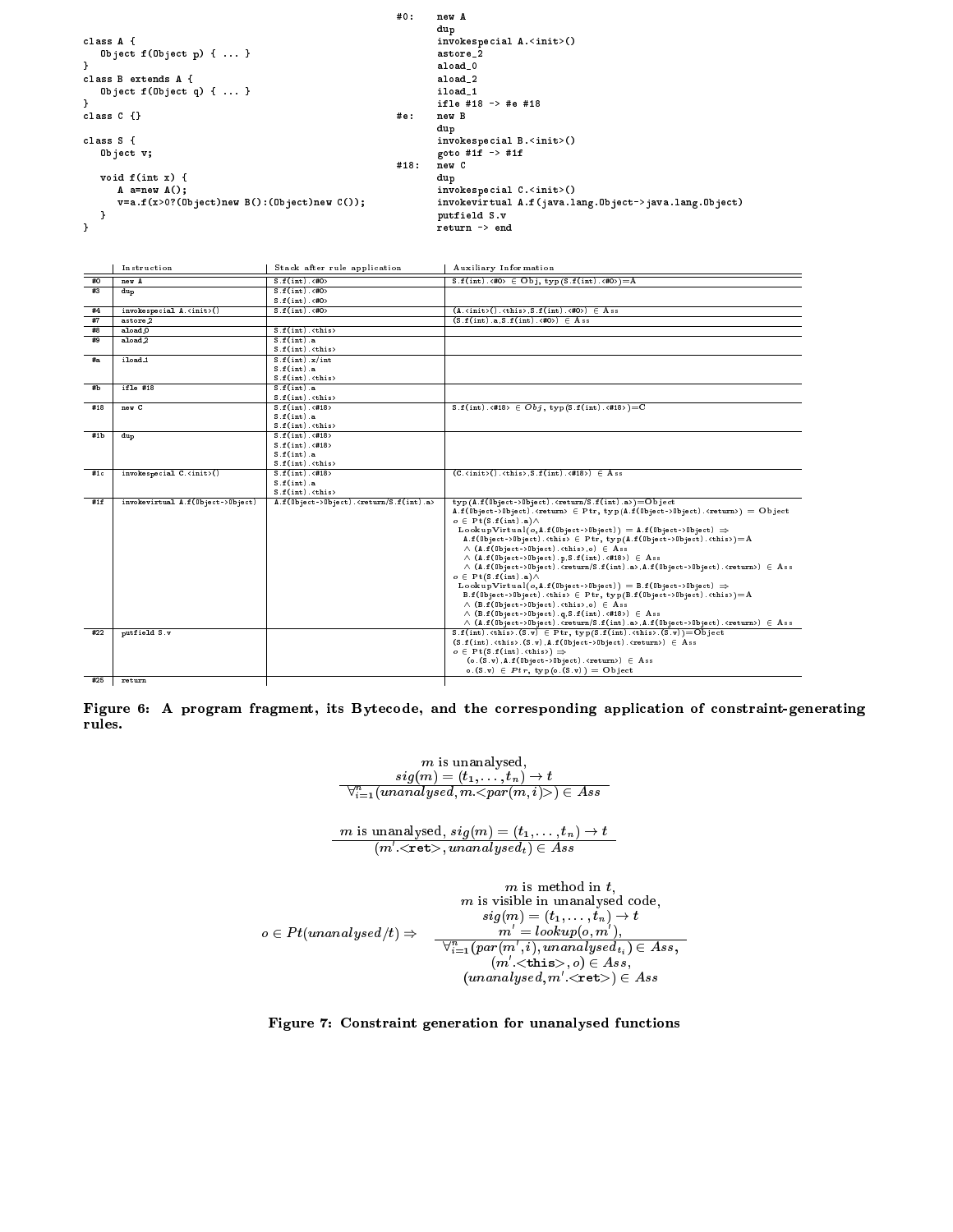```
class A {
   Object f(Object p) { ... }
}
class B extends A {
   Object f(Object q) { ... }
}
class C {}

class S {
   Object v;

   void f(int x) {
      A a=new A();
      v=a.f(x>0?(Object)new B():(Object)new C());
   }
}
```

```
#0:    new A
       dup
       invokespecial A.<init>()
       astore_2
       aload_0
       aload_2
       iload_1
       ifle #18 -> #e #18
#e:    new B
       dup
       invokespecial B.<init>()
       goto #1f -> #1f
#18:   new C
       dup
       invokespecial C.<init>()
       invokevirtual A.f(java.lang.Object->java.lang.Object)
       putfield S.v
       return -> end
```

| | Instruction | Stack after rule application | Auxiliary Information |
|---|---|---|---|
| #0 | new A | S.f(int).<#0> | S.f(int).<#0> ∈ Obj, typ(S.f(int).<#0>)=A |
| #3 | dup | S.f(int).<#0><br>S.f(int).<#0> | |
| #4 | invokespecial A.<init>() | S.f(int).<#0> | (A.<init>().<this>,S.f(int).<#0>) ∈ Ass |
| #7 | astore_2 | | (S.f(int).a,S.f(int).<#0>) ∈ Ass |
| #8 | aload_0 | S.f(int).<this> | |
| #9 | aload_2 | S.f(int).a<br>S.f(int).<this> | |
| #a | iload_1 | S.f(int).x/int<br>S.f(int).a<br>S.f(int).<this> | |
| #b | ifle #18 | S.f(int).a<br>S.f(int).<this> | |
| #18 | new C | S.f(int).<#18><br>S.f(int).a<br>S.f(int).<this> | S.f(int).<#18> ∈ *Obj*, typ(S.f(int).<#18>)=C |
| #1b | dup | S.f(int).<#18><br>S.f(int).<#18><br>S.f(int).a<br>S.f(int).<this> | |
| #1c | invokespecial C.<init>() | S.f(int).<#18><br>S.f(int).a<br>S.f(int).<this> | (C.<init>().<this>,S.f(int).<#18>) ∈ Ass |
| #1f | invokevirtual A.f(Object->Object) | A.f(Object->Object).<return/S.f(int).a> | typ(A.f(Object->Object).<return/S.f(int).a>)=Object<br>A.f(Object->Object).<return> ∈ Ptr, typ(A.f(Object->Object).<return>) = Object<br>*o* ∈ Pt(S.f(int).a)∧<br>LookupVirtual(*o*,A.f(Object->Object)) = A.f(Object->Object) ⇒<br>A.f(Object->Object).<this> ∈ Ptr, typ(A.f(Object->Object).<this>)=A<br>∧ (A.f(Object->Object).<this>,o) ∈ Ass<br>∧ (A.f(Object->Object).p,S.f(int).<#18>) ∈ Ass<br>∧ (A.f(Object->Object).<return/S.f(int).a>,A.f(Object->Object).<return>) ∈ Ass<br>*o* ∈ Pt(S.f(int).a)∧<br>LookupVirtual(*o*,A.f(Object->Object)) = B.f(Object->Object) ⇒<br>B.f(Object->Object).<this> ∈ Ptr, typ(B.f(Object->Object).<this>)=A<br>∧ (B.f(Object->Object).<this>,o) ∈ Ass<br>∧ (B.f(Object->Object).q,S.f(int).<#18>) ∈ Ass<br>∧ (A.f(Object->Object).<return/S.f(int).a>,A.f(Object->Object).<return>) ∈ Ass |
| #22 | putfield S.v | | S.f(int).<this>.(S.v) ∈ Ptr, typ(S.f(int).<this>.(S.v))=Object<br>(S.f(int).<this>.(S.v),A.f(Object->Object).<return>) ∈ Ass<br>*o* ∈ Pt(S.f(int).<this>) ⇒<br>(o.(S.v),A.f(Object->Object).<return>) ∈ Ass<br>o.(S.v) ∈ *Ptr*, typ(o.(S.v)) = Object |
| #25 | return | | |

**Figure 6: A program fragment, its Bytecode, and the corresponding application of constraint-generating rules.**

$$\frac{m \text{ is unanalysed},\quad sig(m) = (t_1, \ldots, t_n) \rightarrow t}{\forall_{i=1}^{n}(unanalysed, m.\text{<}par(m,i)\text{>}) \in Ass}$$

$$\frac{m \text{ is unanalysed},\ sig(m) = (t_1, \ldots, t_n) \rightarrow t}{(m'.\text{<}\mathbf{ret}\text{>}, unanalysed_t) \in Ass}$$

$$o \in Pt(unanalysed/t) \Rightarrow \frac{\begin{array}{c} m \text{ is method in } t, \\ m \text{ is visible in unanalysed code}, \\ sig(m) = (t_1, \ldots, t_n) \rightarrow t \\ m' = lookup(o, m'), \end{array}}{\begin{array}{c} \forall_{i=1}^{n}(par(m',i), unanalysed_{t_i}) \in Ass, \\ (m'.\text{<}\mathbf{this}\text{>}, o) \in Ass, \\ (unanalysed, m'.\text{<}\mathbf{ret}\text{>}) \in Ass \end{array}}$$

**Figure 7: Constraint generation for unanalysed functions**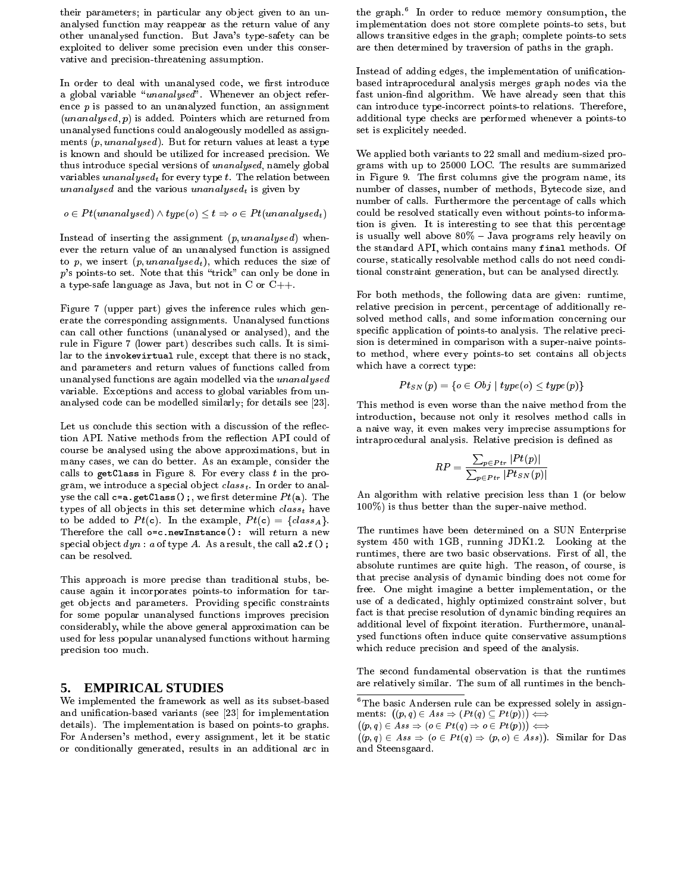their parameters; in particular any object given to an unanalysed function may reappear as the return value of any other unanalysed function. But Java's type-safety can be exploited to deliver some precision even under this conservative and precision-threatening assumption.

In order to deal with unanalysed code, we first introduce a global variable "*unanalysed*". Whenever an object reference $p$ is passed to an unanalyzed function, an assignment $(unanalysed, p)$ is added. Pointers which are returned from unanalysed functions could analogeously modelled as assignments $(p, unanalysed)$. But for return values at least a type is known and should be utilized for increased precision. We thus introduce special versions of *unanalysed*, namely global variables $unanalysed_t$ for every type $t$. The relation between *unanalysed* and the various $unanalysed_t$ is given by

$$o \in Pt(unanalysed) \wedge type(o) \leq t \Rightarrow o \in Pt(unanalysed_t)$$

Instead of inserting the assignment $(p, unanalysed)$ whenever the return value of an unanalysed function is assigned to $p$, we insert $(p, unanalysed_t)$, which reduces the size of $p$'s points-to set. Note that this "trick" can only be done in a type-safe language as Java, but not in C or C++.

Figure 7 (upper part) gives the inference rules which generate the corresponding assignments. Unanalysed functions can call other functions (unanalysed or analysed), and the rule in Figure 7 (lower part) describes such calls. It is similar to the `invokevirtual` rule, except that there is no stack, and parameters and return values of functions called from unanalysed functions are again modelled via the *unanalysed* variable. Exceptions and access to global variables from unanalysed code can be modelled similarly; for details see [23].

Let us conclude this section with a discussion of the reflection API. Native methods from the reflection API could of course be analysed using the above approximations, but in many cases, we can do better. As an example, consider the calls to `getClass` in Figure 8. For every class $t$ in the program, we introduce a special object $class_t$. In order to analyse the call `c=a.getClass();`, we first determine $Pt(\mathtt{a})$. The types of all objects in this set determine which $class_t$ have to be added to $Pt(\mathtt{c})$. In the example, $Pt(\mathtt{c}) = \{class_A\}$. Therefore the call `o=c.newInstance():` will return a new special object $dyn : a$ of type $A$. As a result, the call `a2.f();` can be resolved.

This approach is more precise than traditional stubs, because again it incorporates points-to information for target objects and parameters. Providing specific constraints for some popular unanalysed functions improves precision considerably, while the above general approximation can be used for less popular unanalysed functions without harming precision too much.

## 5. EMPIRICAL STUDIES

We implemented the framework as well as its subset-based and unification-based variants (see [23] for implementation details). The implementation is based on points-to graphs. For Andersen's method, every assignment, let it be static or conditionally generated, results in an additional arc in the graph.[6] In order to reduce memory consumption, the implementation does not store complete points-to sets, but allows transitive edges in the graph; complete points-to sets are then determined by traversion of paths in the graph.

Instead of adding edges, the implementation of unification-based intraprocedural analysis merges graph nodes via the fast union-find algorithm. We have already seen that this can introduce type-incorrect points-to relations. Therefore, additional type checks are performed whenever a points-to set is explicitely needed.

We applied both variants to 22 small and medium-sized programs with up to 25000 LOC. The results are summarized in Figure 9. The first columns give the program name, its number of classes, number of methods, Bytecode size, and number of calls. Furthermore the percentage of calls which could be resolved statically even without points-to information is given. It is interesting to see that this percentage is usually well above 80% – Java programs rely heavily on the standard API, which contains many `final` methods. Of course, statically resolvable method calls do not need conditional constraint generation, but can be analysed directly.

For both methods, the following data are given: runtime, relative precision in percent, percentage of additionally resolved method calls, and some information concerning our specific application of points-to analysis. The relative precision is determined in comparison with a super-naive points-to method, where every points-to set contains all objects which have a correct type:

$$Pt_{SN}(p) = \{o \in Obj \mid type(o) \leq type(p)\}$$

This method is even worse than the naive method from the introduction, because not only it resolves method calls in a naive way, it even makes very imprecise assumptions for intraprocedural analysis. Relative precision is defined as

$$RP = \frac{\sum_{p \in Ptr} |Pt(p)|}{\sum_{p \in Ptr} |Pt_{SN}(p)|}$$

An algorithm with relative precision less than 1 (or below 100%) is thus better than the super-naive method.

The runtimes have been determined on a SUN Enterprise system 450 with 1GB, running JDK1.2. Looking at the runtimes, there are two basic observations. First of all, the absolute runtimes are quite high. The reason, of course, is that precise analysis of dynamic binding does not come for free. One might imagine a better implementation, or the use of a dedicated, highly optimized constraint solver, but fact is that precise resolution of dynamic binding requires an additional level of fixpoint iteration. Furthermore, unanalysed functions often induce quite conservative assumptions which reduce precision and speed of the analysis.

The second fundamental observation is that the runtimes are relatively similar. The sum of all runtimes in the bench-

[6] The basic Andersen rule can be expressed solely in assignments: $((p, q) \in Ass \Rightarrow (Pt(q) \subseteq Pt(p))) \iff ((p, q) \in Ass \Rightarrow (o \in Pt(q) \Rightarrow o \in Pt(p))) \iff ((p, q) \in Ass \Rightarrow (o \in Pt(q) \Rightarrow (p, o) \in Ass))$. Similar for Das and Steensgaard.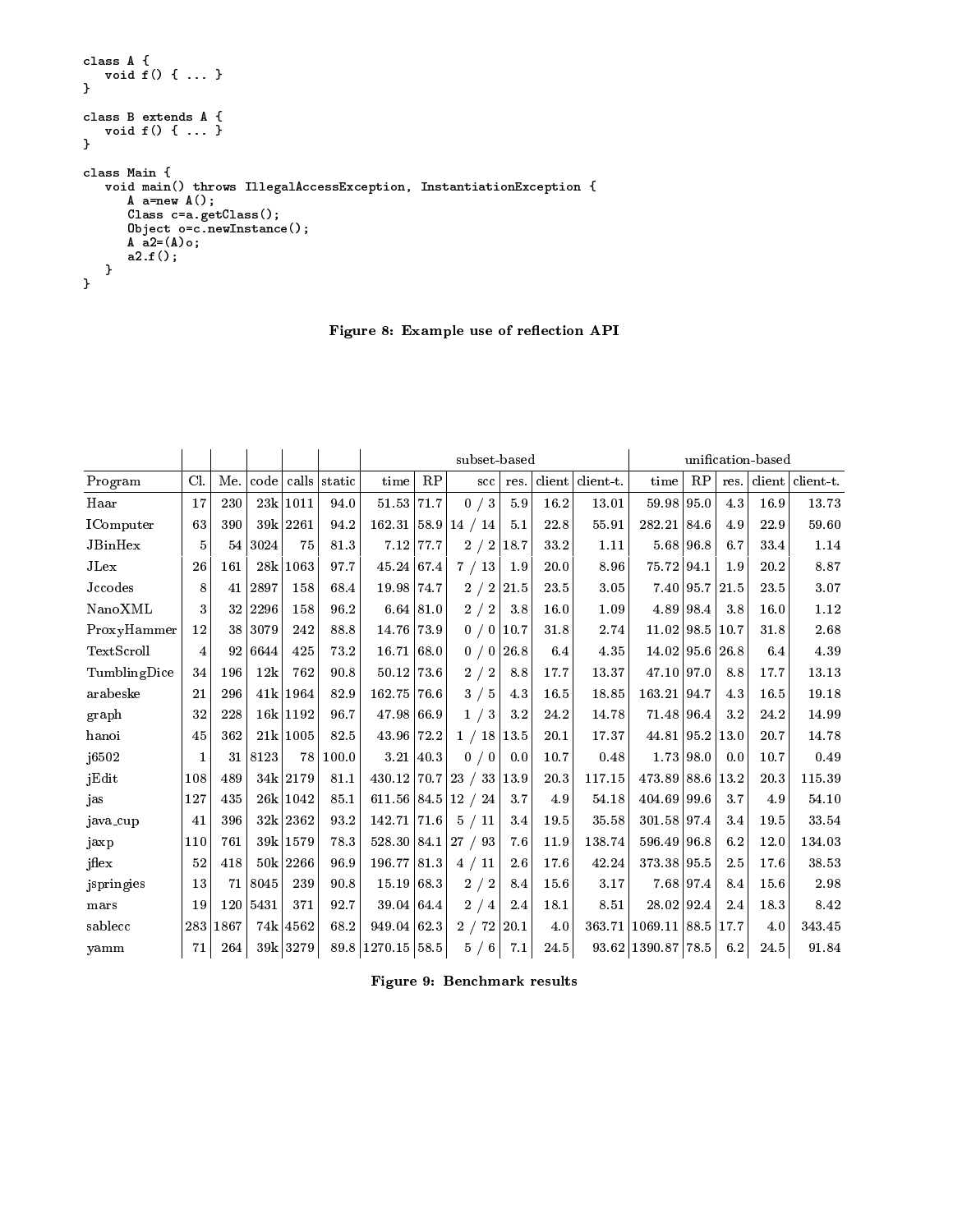```
class A {
   void f() { ... }
}

class B extends A {
   void f() { ... }
}

class Main {
   void main() throws IllegalAccessException, InstantiationException {
      A a=new A();
      Class c=a.getClass();
      Object o=c.newInstance();
      A a2=(A)o;
      a2.f();
   }
}
```

**Figure 8: Example use of reflection API**

| | | | | | | subset-based | | | | | | unification-based | | | | |
|---|---|---|---|---|---|---|---|---|---|---|---|---|---|---|---|---|
| Program | Cl. | Me. | code | calls | static | time | RP | scc | res. | client | client-t. | time | RP | res. | client | client-t. |
| Haar | 17 | 230 | 23k | 1011 | 94.0 | 51.53 | 71.7 | 0 / 3 | 5.9 | 16.2 | 13.01 | 59.98 | 95.0 | 4.3 | 16.9 | 13.73 |
| IComputer | 63 | 390 | 39k | 2261 | 94.2 | 162.31 | 58.9 | 14 / 14 | 5.1 | 22.8 | 55.91 | 282.21 | 84.6 | 4.9 | 22.9 | 59.60 |
| JBinHex | 5 | 54 | 3024 | 75 | 81.3 | 7.12 | 77.7 | 2 / 2 | 18.7 | 33.2 | 1.11 | 5.68 | 96.8 | 6.7 | 33.4 | 1.14 |
| JLex | 26 | 161 | 28k | 1063 | 97.7 | 45.24 | 67.4 | 7 / 13 | 1.9 | 20.0 | 8.96 | 75.72 | 94.1 | 1.9 | 20.2 | 8.87 |
| Jccodes | 8 | 41 | 2897 | 158 | 68.4 | 19.98 | 74.7 | 2 / 2 | 21.5 | 23.5 | 3.05 | 7.40 | 95.7 | 21.5 | 23.5 | 3.07 |
| NanoXML | 3 | 32 | 2296 | 158 | 96.2 | 6.64 | 81.0 | 2 / 2 | 3.8 | 16.0 | 1.09 | 4.89 | 98.4 | 3.8 | 16.0 | 1.12 |
| ProxyHammer | 12 | 38 | 3079 | 242 | 88.8 | 14.76 | 73.9 | 0 / 0 | 10.7 | 31.8 | 2.74 | 11.02 | 98.5 | 10.7 | 31.8 | 2.68 |
| TextScroll | 4 | 92 | 6644 | 425 | 73.2 | 16.71 | 68.0 | 0 / 0 | 26.8 | 6.4 | 4.35 | 14.02 | 95.6 | 26.8 | 6.4 | 4.39 |
| TumblingDice | 34 | 196 | 12k | 762 | 90.8 | 50.12 | 73.6 | 2 / 2 | 8.8 | 17.7 | 13.37 | 47.10 | 97.0 | 8.8 | 17.7 | 13.13 |
| arabeske | 21 | 296 | 41k | 1964 | 82.9 | 162.75 | 76.6 | 3 / 5 | 4.3 | 16.5 | 18.85 | 163.21 | 94.7 | 4.3 | 16.5 | 19.18 |
| graph | 32 | 228 | 16k | 1192 | 96.7 | 47.98 | 66.9 | 1 / 3 | 3.2 | 24.2 | 14.78 | 71.48 | 96.4 | 3.2 | 24.2 | 14.99 |
| hanoi | 45 | 362 | 21k | 1005 | 82.5 | 43.96 | 72.2 | 1 / 18 | 13.5 | 20.1 | 17.37 | 44.81 | 95.2 | 13.0 | 20.7 | 14.78 |
| j6502 | 1 | 31 | 8123 | 78 | 100.0 | 3.21 | 40.3 | 0 / 0 | 0.0 | 10.7 | 0.48 | 1.73 | 98.0 | 0.0 | 10.7 | 0.49 |
| jEdit | 108 | 489 | 34k | 2179 | 81.1 | 430.12 | 70.7 | 23 / 33 | 13.9 | 20.3 | 117.15 | 473.89 | 88.6 | 13.2 | 20.3 | 115.39 |
| jas | 127 | 435 | 26k | 1042 | 85.1 | 611.56 | 84.5 | 12 / 24 | 3.7 | 4.9 | 54.18 | 404.69 | 99.6 | 3.7 | 4.9 | 54.10 |
| java_cup | 41 | 396 | 32k | 2362 | 93.2 | 142.71 | 71.6 | 5 / 11 | 3.4 | 19.5 | 35.58 | 301.58 | 97.4 | 3.4 | 19.5 | 33.54 |
| jaxp | 110 | 761 | 39k | 1579 | 78.3 | 528.30 | 84.1 | 27 / 93 | 7.6 | 11.9 | 138.74 | 596.49 | 96.8 | 6.2 | 12.0 | 134.03 |
| jflex | 52 | 418 | 50k | 2266 | 96.9 | 196.77 | 81.3 | 4 / 11 | 2.6 | 17.6 | 42.24 | 373.38 | 95.5 | 2.5 | 17.6 | 38.53 |
| jspringies | 13 | 71 | 8045 | 239 | 90.8 | 15.19 | 68.3 | 2 / 2 | 8.4 | 15.6 | 3.17 | 7.68 | 97.4 | 8.4 | 15.6 | 2.98 |
| mars | 19 | 120 | 5431 | 371 | 92.7 | 39.04 | 64.4 | 2 / 4 | 2.4 | 18.1 | 8.51 | 28.02 | 92.4 | 2.4 | 18.3 | 8.42 |
| sablecc | 283 | 1867 | 74k | 4562 | 68.2 | 949.04 | 62.3 | 2 / 72 | 20.1 | 4.0 | 363.71 | 1069.11 | 88.5 | 17.7 | 4.0 | 343.45 |
| yamm | 71 | 264 | 39k | 3279 | 89.8 | 1270.15 | 58.5 | 5 / 6 | 7.1 | 24.5 | 93.62 | 1390.87 | 78.5 | 6.2 | 24.5 | 91.84 |

**Figure 9: Benchmark results**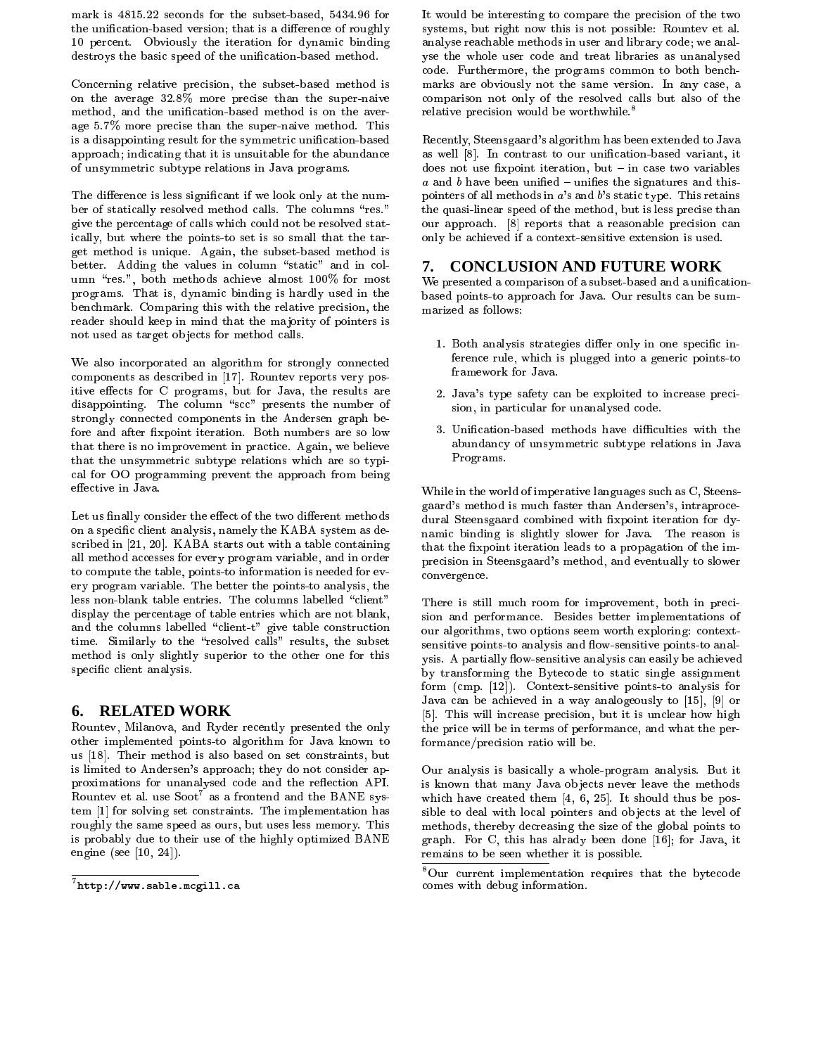mark is 4815.22 seconds for the subset-based, 5434.96 for the unification-based version; that is a difference of roughly 10 percent. Obviously the iteration for dynamic binding destroys the basic speed of the unification-based method.

Concerning relative precision, the subset-based method is on the average 32.8% more precise than the super-naive method, and the unification-based method is on the average 5.7% more precise than the super-naive method. This is a disappointing result for the symmetric unification-based approach; indicating that it is unsuitable for the abundance of unsymmetric subtype relations in Java programs.

The difference is less significant if we look only at the number of statically resolved method calls. The columns "res." give the percentage of calls which could not be resolved statically, but where the points-to set is so small that the target method is unique. Again, the subset-based method is better. Adding the values in column "static" and in column "res.", both methods achieve almost 100% for most programs. That is, dynamic binding is hardly used in the benchmark. Comparing this with the relative precision, the reader should keep in mind that the majority of pointers is not used as target objects for method calls.

We also incorporated an algorithm for strongly connected components as described in [17]. Rountev reports very positive effects for C programs, but for Java, the results are disappointing. The column "scc" presents the number of strongly connected components in the Andersen graph before and after fixpoint iteration. Both numbers are so low that there is no improvement in practice. Again, we believe that the unsymmetric subtype relations which are so typical for OO programming prevent the approach from being effective in Java.

Let us finally consider the effect of the two different methods on a specific client analysis, namely the KABA system as described in [21, 20]. KABA starts out with a table containing all method accesses for every program variable, and in order to compute the table, points-to information is needed for every program variable. The better the points-to analysis, the less non-blank table entries. The columns labelled "client" display the percentage of table entries which are not blank, and the columns labelled "client-t" give table construction time. Similarly to the "resolved calls" results, the subset method is only slightly superior to the other one for this specific client analysis.

## 6. RELATED WORK

Rountev, Milanova, and Ryder recently presented the only other implemented points-to algorithm for Java known to us [18]. Their method is also based on set constraints, but is limited to Andersen's approach; they do not consider approximations for unanalysed code and the reflection API. Rountev et al. use Soot[7] as a frontend and the BANE system [1] for solving set constraints. The implementation has roughly the same speed as ours, but uses less memory. This is probably due to their use of the highly optimized BANE engine (see [10, 24]).

It would be interesting to compare the precision of the two systems, but right now this is not possible: Rountev et al. analyse reachable methods in user and library code; we analyse the whole user code and treat libraries as unanalysed code. Furthermore, the programs common to both benchmarks are obviously not the same version. In any case, a comparison not only of the resolved calls but also of the relative precision would be worthwhile.[8]

Recently, Steensgaard's algorithm has been extended to Java as well [8]. In contrast to our unification-based variant, it does not use fixpoint iteration, but – in case two variables $a$ and $b$ have been unified – unifies the signatures and this-pointers of all methods in $a$'s and $b$'s static type. This retains the quasi-linear speed of the method, but is less precise than our approach. [8] reports that a reasonable precision can only be achieved if a context-sensitive extension is used.

## 7. CONCLUSION AND FUTURE WORK

We presented a comparison of a subset-based and a unification-based points-to approach for Java. Our results can be summarized as follows:

1. Both analysis strategies differ only in one specific inference rule, which is plugged into a generic points-to framework for Java.
2. Java's type safety can be exploited to increase precision, in particular for unanalysed code.
3. Unification-based methods have difficulties with the abundancy of unsymmetric subtype relations in Java Programs.

While in the world of imperative languages such as C, Steensgaard's method is much faster than Andersen's, intraprocedural Steensgaard combined with fixpoint iteration for dynamic binding is slightly slower for Java. The reason is that the fixpoint iteration leads to a propagation of the imprecision in Steensgaard's method, and eventually to slower convergence.

There is still much room for improvement, both in precision and performance. Besides better implementations of our algorithms, two options seem worth exploring: context-sensitive points-to analysis and flow-sensitive points-to analysis. A partially flow-sensitive analysis can easily be achieved by transforming the Bytecode to static single assignment form (cmp. [12]). Context-sensitive points-to analysis for Java can be achieved in a way analogeously to [15], [9] or [5]. This will increase precision, but it is unclear how high the price will be in terms of performance, and what the performance/precision ratio will be.

Our analysis is basically a whole-program analysis. But it is known that many Java objects never leave the methods which have created them [4, 6, 25]. It should thus be possible to deal with local pointers and objects at the level of methods, thereby decreasing the size of the global points to graph. For C, this has alrady been done [16]; for Java, it remains to be seen whether it is possible.

[7] http://www.sable.mcgill.ca

[8] Our current implementation requires that the bytecode comes with debug information.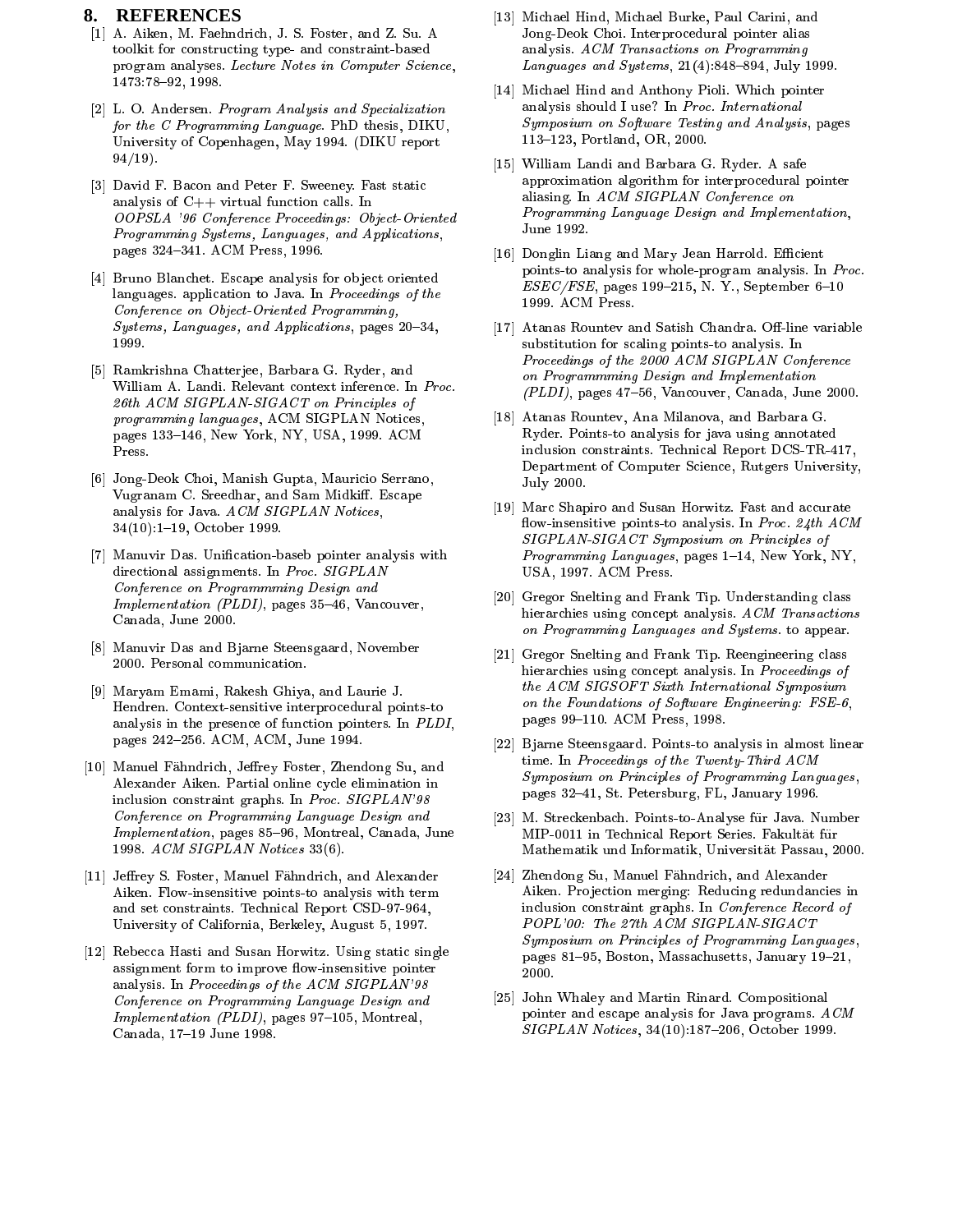## 8. REFERENCES

[1] A. Aiken, M. Faehndrich, J. S. Foster, and Z. Su. A toolkit for constructing type- and constraint-based program analyses. *Lecture Notes in Computer Science*, 1473:78–92, 1998.

[2] L. O. Andersen. *Program Analysis and Specialization for the C Programming Language*. PhD thesis, DIKU, University of Copenhagen, May 1994. (DIKU report 94/19).

[3] David F. Bacon and Peter F. Sweeney. Fast static analysis of C++ virtual function calls. In *OOPSLA '96 Conference Proceedings: Object-Oriented Programming Systems, Languages, and Applications*, pages 324–341. ACM Press, 1996.

[4] Bruno Blanchet. Escape analysis for object oriented languages. application to Java. In *Proceedings of the Conference on Object-Oriented Programming, Systems, Languages, and Applications*, pages 20–34, 1999.

[5] Ramkrishna Chatterjee, Barbara G. Ryder, and William A. Landi. Relevant context inference. In *Proc. 26th ACM SIGPLAN-SIGACT on Principles of programming languages*, ACM SIGPLAN Notices, pages 133–146, New York, NY, USA, 1999. ACM Press.

[6] Jong-Deok Choi, Manish Gupta, Mauricio Serrano, Vugranam C. Sreedhar, and Sam Midkiff. Escape analysis for Java. *ACM SIGPLAN Notices*, 34(10):1–19, October 1999.

[7] Manuvir Das. Unification-baseb pointer analysis with directional assignments. In *Proc. SIGPLAN Conference on Programmming Design and Implementation (PLDI)*, pages 35–46, Vancouver, Canada, June 2000.

[8] Manuvir Das and Bjarne Steensgaard, November 2000. Personal communication.

[9] Maryam Emami, Rakesh Ghiya, and Laurie J. Hendren. Context-sensitive interprocedural points-to analysis in the presence of function pointers. In *PLDI*, pages 242–256. ACM, ACM, June 1994.

[10] Manuel Fähndrich, Jeffrey Foster, Zhendong Su, and Alexander Aiken. Partial online cycle elimination in inclusion constraint graphs. In *Proc. SIGPLAN'98 Conference on Programming Language Design and Implementation*, pages 85–96, Montreal, Canada, June 1998. *ACM SIGPLAN Notices* 33(6).

[11] Jeffrey S. Foster, Manuel Fähndrich, and Alexander Aiken. Flow-insensitive points-to analysis with term and set constraints. Technical Report CSD-97-964, University of California, Berkeley, August 5, 1997.

[12] Rebecca Hasti and Susan Horwitz. Using static single assignment form to improve flow-insensitive pointer analysis. In *Proceedings of the ACM SIGPLAN'98 Conference on Programming Language Design and Implementation (PLDI)*, pages 97–105, Montreal, Canada, 17–19 June 1998.

[13] Michael Hind, Michael Burke, Paul Carini, and Jong-Deok Choi. Interprocedural pointer alias analysis. *ACM Transactions on Programming Languages and Systems*, 21(4):848–894, July 1999.

[14] Michael Hind and Anthony Pioli. Which pointer analysis should I use? In *Proc. International Symposium on Software Testing and Analysis*, pages 113–123, Portland, OR, 2000.

[15] William Landi and Barbara G. Ryder. A safe approximation algorithm for interprocedural pointer aliasing. In *ACM SIGPLAN Conference on Programming Language Design and Implementation*, June 1992.

[16] Donglin Liang and Mary Jean Harrold. Efficient points-to analysis for whole-program analysis. In *Proc. ESEC/FSE*, pages 199–215, N. Y., September 6–10 1999. ACM Press.

[17] Atanas Rountev and Satish Chandra. Off-line variable substitution for scaling points-to analysis. In *Proceedings of the 2000 ACM SIGPLAN Conference on Programming Design and Implementation (PLDI)*, pages 47–56, Vancouver, Canada, June 2000.

[18] Atanas Rountev, Ana Milanova, and Barbara G. Ryder. Points-to analysis for java using annotated inclusion constraints. Technical Report DCS-TR-417, Department of Computer Science, Rutgers University, July 2000.

[19] Marc Shapiro and Susan Horwitz. Fast and accurate flow-insensitive points-to analysis. In *Proc. 24th ACM SIGPLAN-SIGACT Symposium on Principles of Programming Languages*, pages 1–14, New York, NY, USA, 1997. ACM Press.

[20] Gregor Snelting and Frank Tip. Understanding class hierarchies using concept analysis. *ACM Transactions on Programming Languages and Systems*. to appear.

[21] Gregor Snelting and Frank Tip. Reengineering class hierarchies using concept analysis. In *Proceedings of the ACM SIGSOFT Sixth International Symposium on the Foundations of Software Engineering: FSE-6*, pages 99–110. ACM Press, 1998.

[22] Bjarne Steensgaard. Points-to analysis in almost linear time. In *Proceedings of the Twenty-Third ACM Symposium on Principles of Programming Languages*, pages 32–41, St. Petersburg, FL, January 1996.

[23] M. Streckenbach. Points-to-Analyse für Java. Number MIP-0011 in Technical Report Series. Fakultät für Mathematik und Informatik, Universität Passau, 2000.

[24] Zhendong Su, Manuel Fähndrich, and Alexander Aiken. Projection merging: Reducing redundancies in inclusion constraint graphs. In *Conference Record of POPL'00: The 27th ACM SIGPLAN-SIGACT Symposium on Principles of Programming Languages*, pages 81–95, Boston, Massachusetts, January 19–21, 2000.

[25] John Whaley and Martin Rinard. Compositional pointer and escape analysis for Java programs. *ACM SIGPLAN Notices*, 34(10):187–206, October 1999.